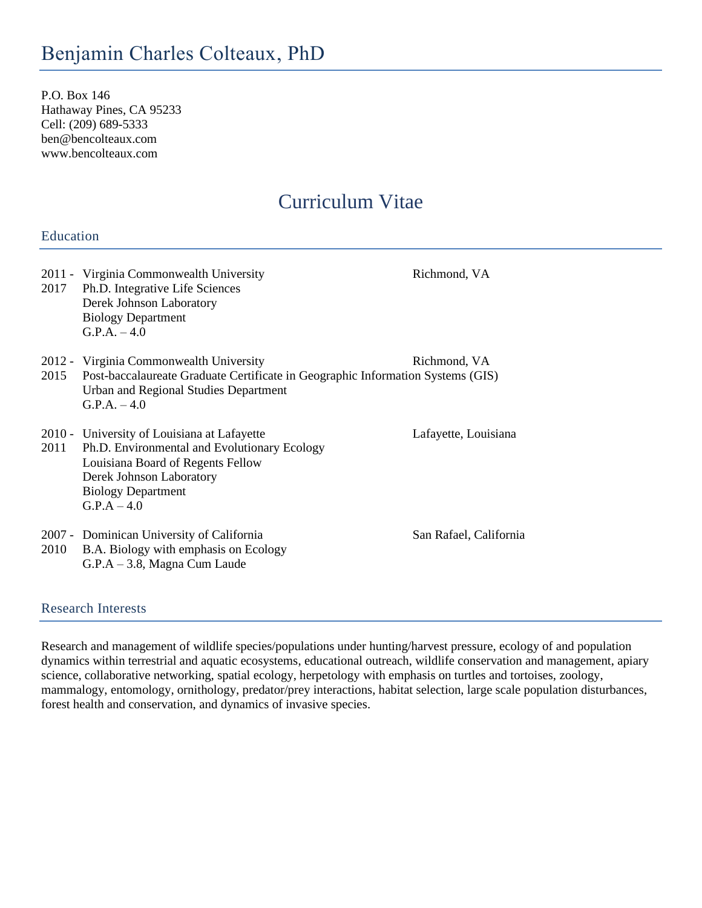# Benjamin Charles Colteaux, PhD

P.O. Box 146
Hathaway Pines, CA 95233
Cell: (209) 689-5333
ben@bencolteaux.com
www.bencolteaux.com

# Curriculum Vitae

## Education

**2011 - 2017** Virginia Commonwealth University — Richmond, VA
Ph.D. Integrative Life Sciences
Derek Johnson Laboratory
Biology Department
G.P.A. – 4.0

**2012 - 2015** Virginia Commonwealth University — Richmond, VA
Post-baccalaureate Graduate Certificate in Geographic Information Systems (GIS)
Urban and Regional Studies Department
G.P.A. – 4.0

**2010 - 2011** University of Louisiana at Lafayette — Lafayette, Louisiana
Ph.D. Environmental and Evolutionary Ecology
Louisiana Board of Regents Fellow
Derek Johnson Laboratory
Biology Department
G.P.A – 4.0

**2007 - 2010** Dominican University of California — San Rafael, California
B.A. Biology with emphasis on Ecology
G.P.A – 3.8, Magna Cum Laude

## Research Interests

Research and management of wildlife species/populations under hunting/harvest pressure, ecology of and population dynamics within terrestrial and aquatic ecosystems, educational outreach, wildlife conservation and management, apiary science, collaborative networking, spatial ecology, herpetology with emphasis on turtles and tortoises, zoology, mammalogy, entomology, ornithology, predator/prey interactions, habitat selection, large scale population disturbances, forest health and conservation, and dynamics of invasive species.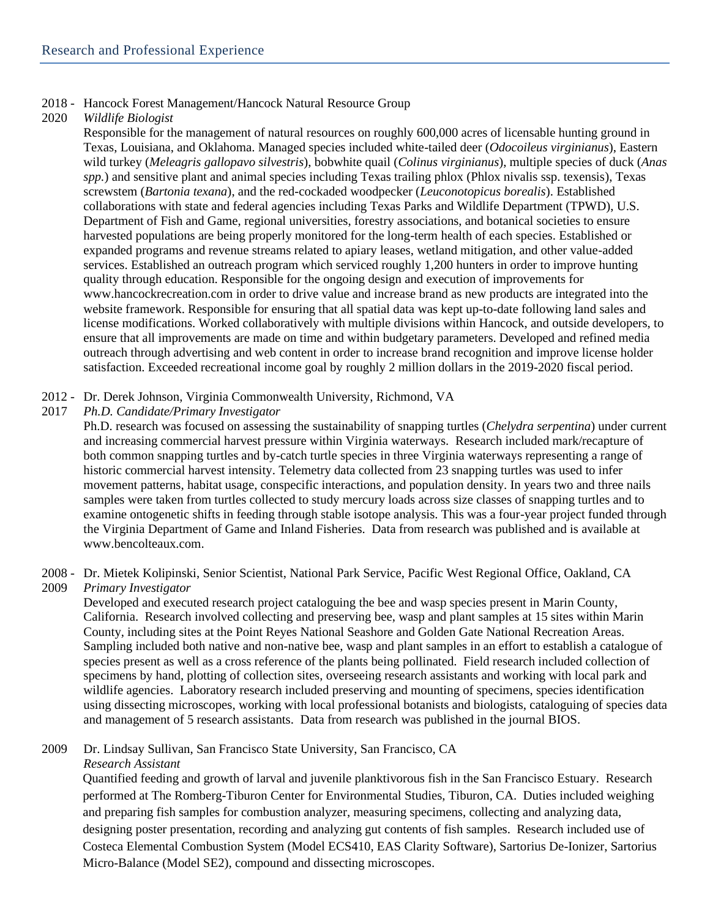## Research and Professional Experience

2018 - 2020 Hancock Forest Management/Hancock Natural Resource Group
*Wildlife Biologist*

Responsible for the management of natural resources on roughly 600,000 acres of licensable hunting ground in Texas, Louisiana, and Oklahoma. Managed species included white-tailed deer (*Odocoileus virginianus*), Eastern wild turkey (*Meleagris gallopavo silvestris*), bobwhite quail (*Colinus virginianus*), multiple species of duck (*Anas spp.*) and sensitive plant and animal species including Texas trailing phlox (Phlox nivalis ssp. texensis), Texas screwstem (*Bartonia texana*), and the red-cockaded woodpecker (*Leuconotopicus borealis*). Established collaborations with state and federal agencies including Texas Parks and Wildlife Department (TPWD), U.S. Department of Fish and Game, regional universities, forestry associations, and botanical societies to ensure harvested populations are being properly monitored for the long-term health of each species. Established or expanded programs and revenue streams related to apiary leases, wetland mitigation, and other value-added services. Established an outreach program which serviced roughly 1,200 hunters in order to improve hunting quality through education. Responsible for the ongoing design and execution of improvements for www.hancockrecreation.com in order to drive value and increase brand as new products are integrated into the website framework. Responsible for ensuring that all spatial data was kept up-to-date following land sales and license modifications. Worked collaboratively with multiple divisions within Hancock, and outside developers, to ensure that all improvements are made on time and within budgetary parameters. Developed and refined media outreach through advertising and web content in order to increase brand recognition and improve license holder satisfaction. Exceeded recreational income goal by roughly 2 million dollars in the 2019-2020 fiscal period.

2012 - 2017 Dr. Derek Johnson, Virginia Commonwealth University, Richmond, VA
*Ph.D. Candidate/Primary Investigator*

Ph.D. research was focused on assessing the sustainability of snapping turtles (*Chelydra serpentina*) under current and increasing commercial harvest pressure within Virginia waterways. Research included mark/recapture of both common snapping turtles and by-catch turtle species in three Virginia waterways representing a range of historic commercial harvest intensity. Telemetry data collected from 23 snapping turtles was used to infer movement patterns, habitat usage, conspecific interactions, and population density. In years two and three nails samples were taken from turtles collected to study mercury loads across size classes of snapping turtles and to examine ontogenetic shifts in feeding through stable isotope analysis. This was a four-year project funded through the Virginia Department of Game and Inland Fisheries. Data from research was published and is available at www.bencolteaux.com.

2008 - 2009 Dr. Mietek Kolipinski, Senior Scientist, National Park Service, Pacific West Regional Office, Oakland, CA
*Primary Investigator*

Developed and executed research project cataloguing the bee and wasp species present in Marin County, California. Research involved collecting and preserving bee, wasp and plant samples at 15 sites within Marin County, including sites at the Point Reyes National Seashore and Golden Gate National Recreation Areas. Sampling included both native and non-native bee, wasp and plant samples in an effort to establish a catalogue of species present as well as a cross reference of the plants being pollinated. Field research included collection of specimens by hand, plotting of collection sites, overseeing research assistants and working with local park and wildlife agencies. Laboratory research included preserving and mounting of specimens, species identification using dissecting microscopes, working with local professional botanists and biologists, cataloguing of species data and management of 5 research assistants. Data from research was published in the journal BIOS.

2009 Dr. Lindsay Sullivan, San Francisco State University, San Francisco, CA
*Research Assistant*

Quantified feeding and growth of larval and juvenile planktivorous fish in the San Francisco Estuary. Research performed at The Romberg-Tiburon Center for Environmental Studies, Tiburon, CA. Duties included weighing and preparing fish samples for combustion analyzer, measuring specimens, collecting and analyzing data, designing poster presentation, recording and analyzing gut contents of fish samples. Research included use of Costeca Elemental Combustion System (Model ECS410, EAS Clarity Software), Sartorius De-Ionizer, Sartorius Micro-Balance (Model SE2), compound and dissecting microscopes.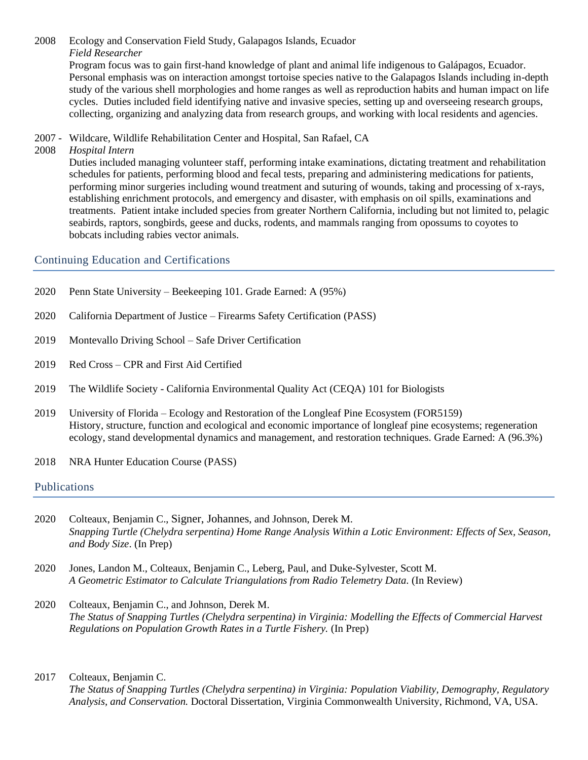2008 Ecology and Conservation Field Study, Galapagos Islands, Ecuador
*Field Researcher*
Program focus was to gain first-hand knowledge of plant and animal life indigenous to Galápagos, Ecuador. Personal emphasis was on interaction amongst tortoise species native to the Galapagos Islands including in-depth study of the various shell morphologies and home ranges as well as reproduction habits and human impact on life cycles. Duties included field identifying native and invasive species, setting up and overseeing research groups, collecting, organizing and analyzing data from research groups, and working with local residents and agencies.

2007 - 2008 Wildcare, Wildlife Rehabilitation Center and Hospital, San Rafael, CA
*Hospital Intern*
Duties included managing volunteer staff, performing intake examinations, dictating treatment and rehabilitation schedules for patients, performing blood and fecal tests, preparing and administering medications for patients, performing minor surgeries including wound treatment and suturing of wounds, taking and processing of x-rays, establishing enrichment protocols, and emergency and disaster, with emphasis on oil spills, examinations and treatments. Patient intake included species from greater Northern California, including but not limited to, pelagic seabirds, raptors, songbirds, geese and ducks, rodents, and mammals ranging from opossums to coyotes to bobcats including rabies vector animals.

## Continuing Education and Certifications

2020 Penn State University – Beekeeping 101. Grade Earned: A (95%)

2020 California Department of Justice – Firearms Safety Certification (PASS)

2019 Montevallo Driving School – Safe Driver Certification

2019 Red Cross – CPR and First Aid Certified

2019 The Wildlife Society - California Environmental Quality Act (CEQA) 101 for Biologists

2019 University of Florida – Ecology and Restoration of the Longleaf Pine Ecosystem (FOR5159)
History, structure, function and ecological and economic importance of longleaf pine ecosystems; regeneration ecology, stand developmental dynamics and management, and restoration techniques. Grade Earned: A (96.3%)

2018 NRA Hunter Education Course (PASS)

## Publications

2020 Colteaux, Benjamin C., Signer, Johannes, and Johnson, Derek M.
*Snapping Turtle (Chelydra serpentina) Home Range Analysis Within a Lotic Environment: Effects of Sex, Season, and Body Size*. (In Prep)

2020 Jones, Landon M., Colteaux, Benjamin C., Leberg, Paul, and Duke-Sylvester, Scott M.
*A Geometric Estimator to Calculate Triangulations from Radio Telemetry Data.* (In Review)

2020 Colteaux, Benjamin C., and Johnson, Derek M.
*The Status of Snapping Turtles (Chelydra serpentina) in Virginia: Modelling the Effects of Commercial Harvest Regulations on Population Growth Rates in a Turtle Fishery.* (In Prep)

2017 Colteaux, Benjamin C.
*The Status of Snapping Turtles (Chelydra serpentina) in Virginia: Population Viability, Demography, Regulatory Analysis, and Conservation.* Doctoral Dissertation, Virginia Commonwealth University, Richmond, VA, USA.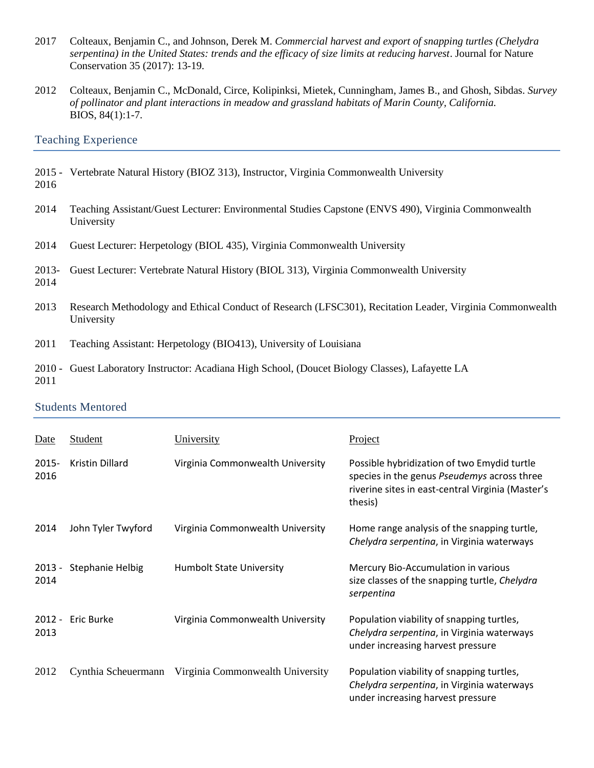2017 Colteaux, Benjamin C., and Johnson, Derek M. *Commercial harvest and export of snapping turtles (Chelydra serpentina) in the United States: trends and the efficacy of size limits at reducing harvest*. Journal for Nature Conservation 35 (2017): 13-19.

2012 Colteaux, Benjamin C., McDonald, Circe, Kolipinksi, Mietek, Cunningham, James B., and Ghosh, Sibdas. *Survey of pollinator and plant interactions in meadow and grassland habitats of Marin County, California.* BIOS, 84(1):1-7.

## Teaching Experience

2015 - 2016 Vertebrate Natural History (BIOZ 313), Instructor, Virginia Commonwealth University

2014 Teaching Assistant/Guest Lecturer: Environmental Studies Capstone (ENVS 490), Virginia Commonwealth University

2014 Guest Lecturer: Herpetology (BIOL 435), Virginia Commonwealth University

2013-2014 Guest Lecturer: Vertebrate Natural History (BIOL 313), Virginia Commonwealth University

2013 Research Methodology and Ethical Conduct of Research (LFSC301), Recitation Leader, Virginia Commonwealth University

2011 Teaching Assistant: Herpetology (BIO413), University of Louisiana

2010 - 2011 Guest Laboratory Instructor: Acadiana High School, (Doucet Biology Classes), Lafayette LA

## Students Mentored

| Date | Student | University | Project |
|---|---|---|---|
| 2015-2016 | Kristin Dillard | Virginia Commonwealth University | Possible hybridization of two Emydid turtle species in the genus *Pseudemys* across three riverine sites in east-central Virginia (Master's thesis) |
| 2014 | John Tyler Twyford | Virginia Commonwealth University | Home range analysis of the snapping turtle, *Chelydra serpentina*, in Virginia waterways |
| 2013 - 2014 | Stephanie Helbig | Humbolt State University | Mercury Bio-Accumulation in various size classes of the snapping turtle, *Chelydra serpentina* |
| 2012 - 2013 | Eric Burke | Virginia Commonwealth University | Population viability of snapping turtles, *Chelydra serpentina*, in Virginia waterways under increasing harvest pressure |
| 2012 | Cynthia Scheuermann | Virginia Commonwealth University | Population viability of snapping turtles, *Chelydra serpentina*, in Virginia waterways under increasing harvest pressure |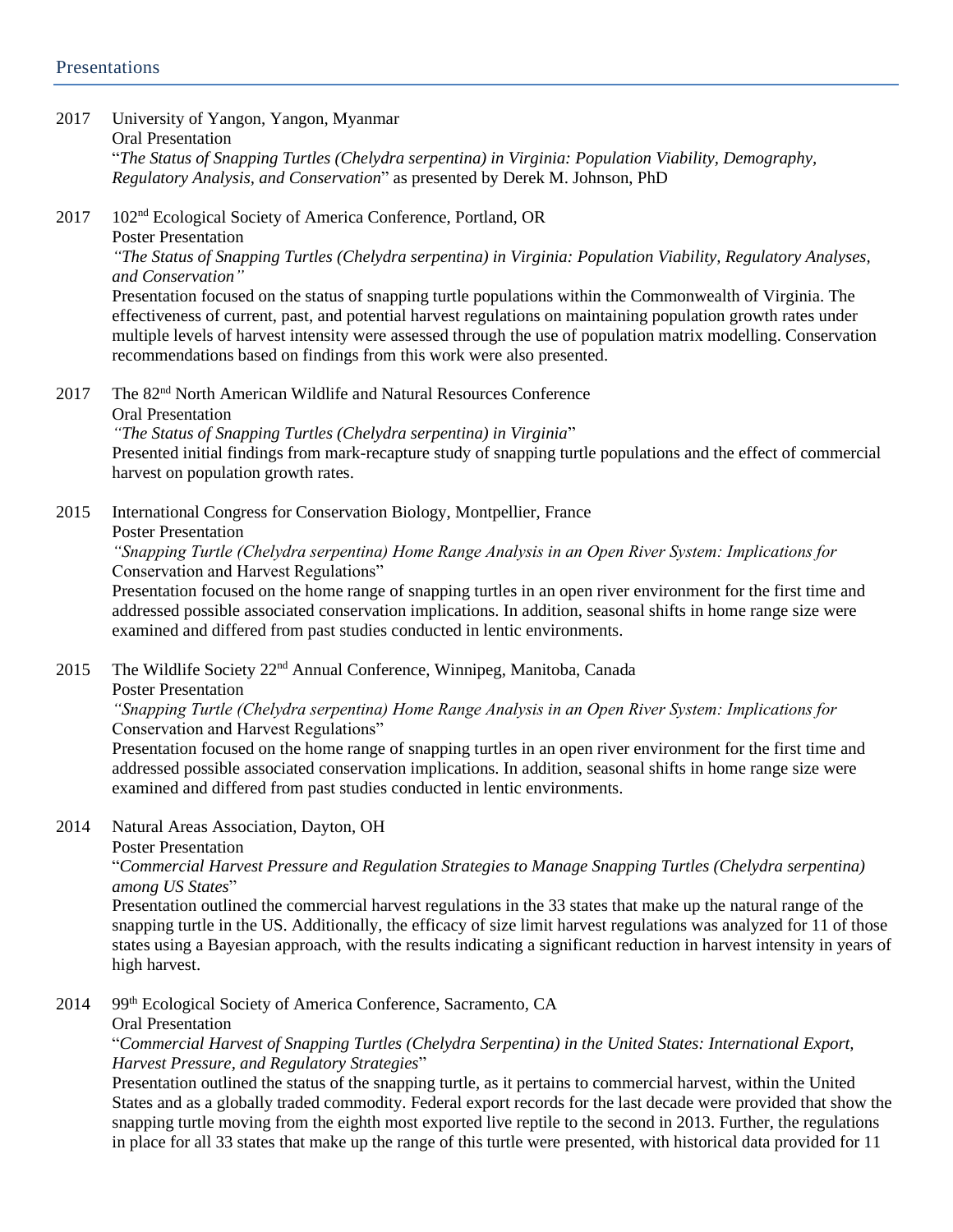## Presentations

2017 University of Yangon, Yangon, Myanmar
Oral Presentation
"*The Status of Snapping Turtles (Chelydra serpentina) in Virginia: Population Viability, Demography, Regulatory Analysis, and Conservation*" as presented by Derek M. Johnson, PhD

2017 102nd Ecological Society of America Conference, Portland, OR
Poster Presentation
*"The Status of Snapping Turtles (Chelydra serpentina) in Virginia: Population Viability, Regulatory Analyses, and Conservation"*
Presentation focused on the status of snapping turtle populations within the Commonwealth of Virginia. The effectiveness of current, past, and potential harvest regulations on maintaining population growth rates under multiple levels of harvest intensity were assessed through the use of population matrix modelling. Conservation recommendations based on findings from this work were also presented.

2017 The 82nd North American Wildlife and Natural Resources Conference
Oral Presentation
*"The Status of Snapping Turtles (Chelydra serpentina) in Virginia*"
Presented initial findings from mark-recapture study of snapping turtle populations and the effect of commercial harvest on population growth rates.

2015 International Congress for Conservation Biology, Montpellier, France
Poster Presentation
*"Snapping Turtle (Chelydra serpentina) Home Range Analysis in an Open River System: Implications for* Conservation and Harvest Regulations"
Presentation focused on the home range of snapping turtles in an open river environment for the first time and addressed possible associated conservation implications. In addition, seasonal shifts in home range size were examined and differed from past studies conducted in lentic environments.

2015 The Wildlife Society 22nd Annual Conference, Winnipeg, Manitoba, Canada
Poster Presentation
*"Snapping Turtle (Chelydra serpentina) Home Range Analysis in an Open River System: Implications for* Conservation and Harvest Regulations"
Presentation focused on the home range of snapping turtles in an open river environment for the first time and addressed possible associated conservation implications. In addition, seasonal shifts in home range size were examined and differed from past studies conducted in lentic environments.

2014 Natural Areas Association, Dayton, OH
Poster Presentation
"*Commercial Harvest Pressure and Regulation Strategies to Manage Snapping Turtles (Chelydra serpentina) among US States*"
Presentation outlined the commercial harvest regulations in the 33 states that make up the natural range of the snapping turtle in the US. Additionally, the efficacy of size limit harvest regulations was analyzed for 11 of those states using a Bayesian approach, with the results indicating a significant reduction in harvest intensity in years of high harvest.

2014 99th Ecological Society of America Conference, Sacramento, CA
Oral Presentation
"*Commercial Harvest of Snapping Turtles (Chelydra Serpentina) in the United States: International Export, Harvest Pressure, and Regulatory Strategies*"
Presentation outlined the status of the snapping turtle, as it pertains to commercial harvest, within the United States and as a globally traded commodity. Federal export records for the last decade were provided that show the snapping turtle moving from the eighth most exported live reptile to the second in 2013. Further, the regulations in place for all 33 states that make up the range of this turtle were presented, with historical data provided for 11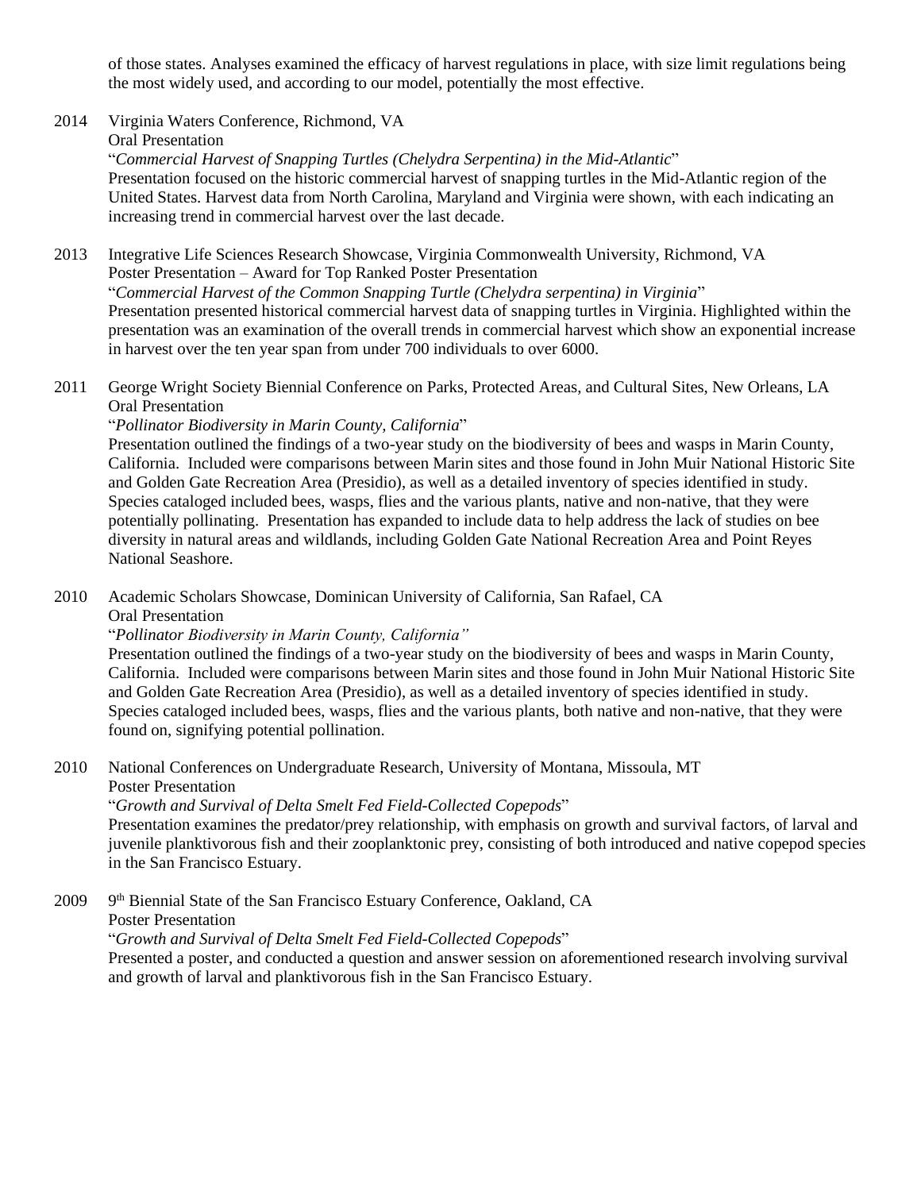of those states. Analyses examined the efficacy of harvest regulations in place, with size limit regulations being the most widely used, and according to our model, potentially the most effective.

2014 Virginia Waters Conference, Richmond, VA
Oral Presentation
"*Commercial Harvest of Snapping Turtles (Chelydra Serpentina) in the Mid-Atlantic*"
Presentation focused on the historic commercial harvest of snapping turtles in the Mid-Atlantic region of the United States. Harvest data from North Carolina, Maryland and Virginia were shown, with each indicating an increasing trend in commercial harvest over the last decade.

2013 Integrative Life Sciences Research Showcase, Virginia Commonwealth University, Richmond, VA
Poster Presentation – Award for Top Ranked Poster Presentation
"*Commercial Harvest of the Common Snapping Turtle (Chelydra serpentina) in Virginia*"
Presentation presented historical commercial harvest data of snapping turtles in Virginia. Highlighted within the presentation was an examination of the overall trends in commercial harvest which show an exponential increase in harvest over the ten year span from under 700 individuals to over 6000.

2011 George Wright Society Biennial Conference on Parks, Protected Areas, and Cultural Sites, New Orleans, LA
Oral Presentation
"*Pollinator Biodiversity in Marin County, California*"
Presentation outlined the findings of a two-year study on the biodiversity of bees and wasps in Marin County, California. Included were comparisons between Marin sites and those found in John Muir National Historic Site and Golden Gate Recreation Area (Presidio), as well as a detailed inventory of species identified in study. Species cataloged included bees, wasps, flies and the various plants, native and non-native, that they were potentially pollinating. Presentation has expanded to include data to help address the lack of studies on bee diversity in natural areas and wildlands, including Golden Gate National Recreation Area and Point Reyes National Seashore.

2010 Academic Scholars Showcase, Dominican University of California, San Rafael, CA
Oral Presentation
"*Pollinator Biodiversity in Marin County, California"*
Presentation outlined the findings of a two-year study on the biodiversity of bees and wasps in Marin County, California. Included were comparisons between Marin sites and those found in John Muir National Historic Site and Golden Gate Recreation Area (Presidio), as well as a detailed inventory of species identified in study. Species cataloged included bees, wasps, flies and the various plants, both native and non-native, that they were found on, signifying potential pollination.

2010 National Conferences on Undergraduate Research, University of Montana, Missoula, MT
Poster Presentation
"*Growth and Survival of Delta Smelt Fed Field-Collected Copepods*"
Presentation examines the predator/prey relationship, with emphasis on growth and survival factors, of larval and juvenile planktivorous fish and their zooplanktonic prey, consisting of both introduced and native copepod species in the San Francisco Estuary.

2009 9th Biennial State of the San Francisco Estuary Conference, Oakland, CA
Poster Presentation
"*Growth and Survival of Delta Smelt Fed Field-Collected Copepods*"
Presented a poster, and conducted a question and answer session on aforementioned research involving survival and growth of larval and planktivorous fish in the San Francisco Estuary.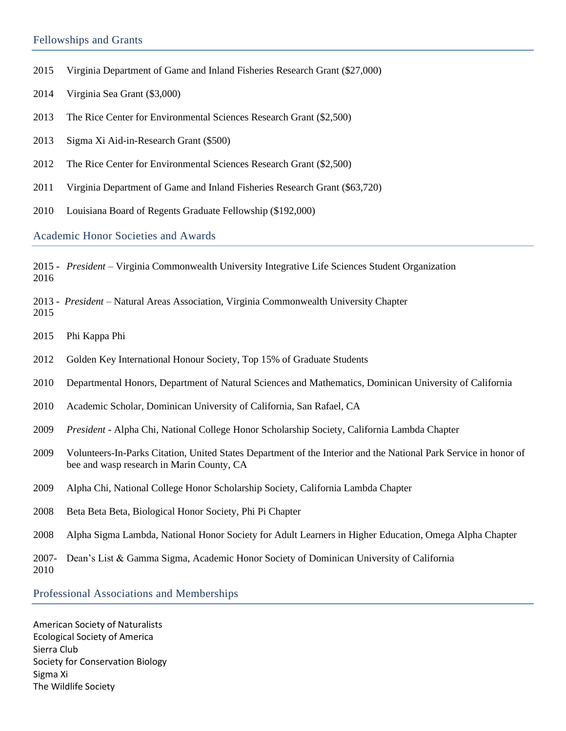## Fellowships and Grants

2015 Virginia Department of Game and Inland Fisheries Research Grant ($27,000)

2014 Virginia Sea Grant ($3,000)

2013 The Rice Center for Environmental Sciences Research Grant ($2,500)

2013 Sigma Xi Aid-in-Research Grant ($500)

2012 The Rice Center for Environmental Sciences Research Grant ($2,500)

2011 Virginia Department of Game and Inland Fisheries Research Grant ($63,720)

2010 Louisiana Board of Regents Graduate Fellowship ($192,000)

## Academic Honor Societies and Awards

2015 - 2016 *President* – Virginia Commonwealth University Integrative Life Sciences Student Organization

2013 - 2015 *President* – Natural Areas Association, Virginia Commonwealth University Chapter

2015 Phi Kappa Phi

2012 Golden Key International Honour Society, Top 15% of Graduate Students

2010 Departmental Honors, Department of Natural Sciences and Mathematics, Dominican University of California

2010 Academic Scholar, Dominican University of California, San Rafael, CA

2009 *President* - Alpha Chi, National College Honor Scholarship Society, California Lambda Chapter

2009 Volunteers-In-Parks Citation, United States Department of the Interior and the National Park Service in honor of bee and wasp research in Marin County, CA

2009 Alpha Chi, National College Honor Scholarship Society, California Lambda Chapter

2008 Beta Beta Beta, Biological Honor Society, Phi Pi Chapter

2008 Alpha Sigma Lambda, National Honor Society for Adult Learners in Higher Education, Omega Alpha Chapter

2007-2010 Dean's List & Gamma Sigma, Academic Honor Society of Dominican University of California

## Professional Associations and Memberships

American Society of Naturalists
Ecological Society of America
Sierra Club
Society for Conservation Biology
Sigma Xi
The Wildlife Society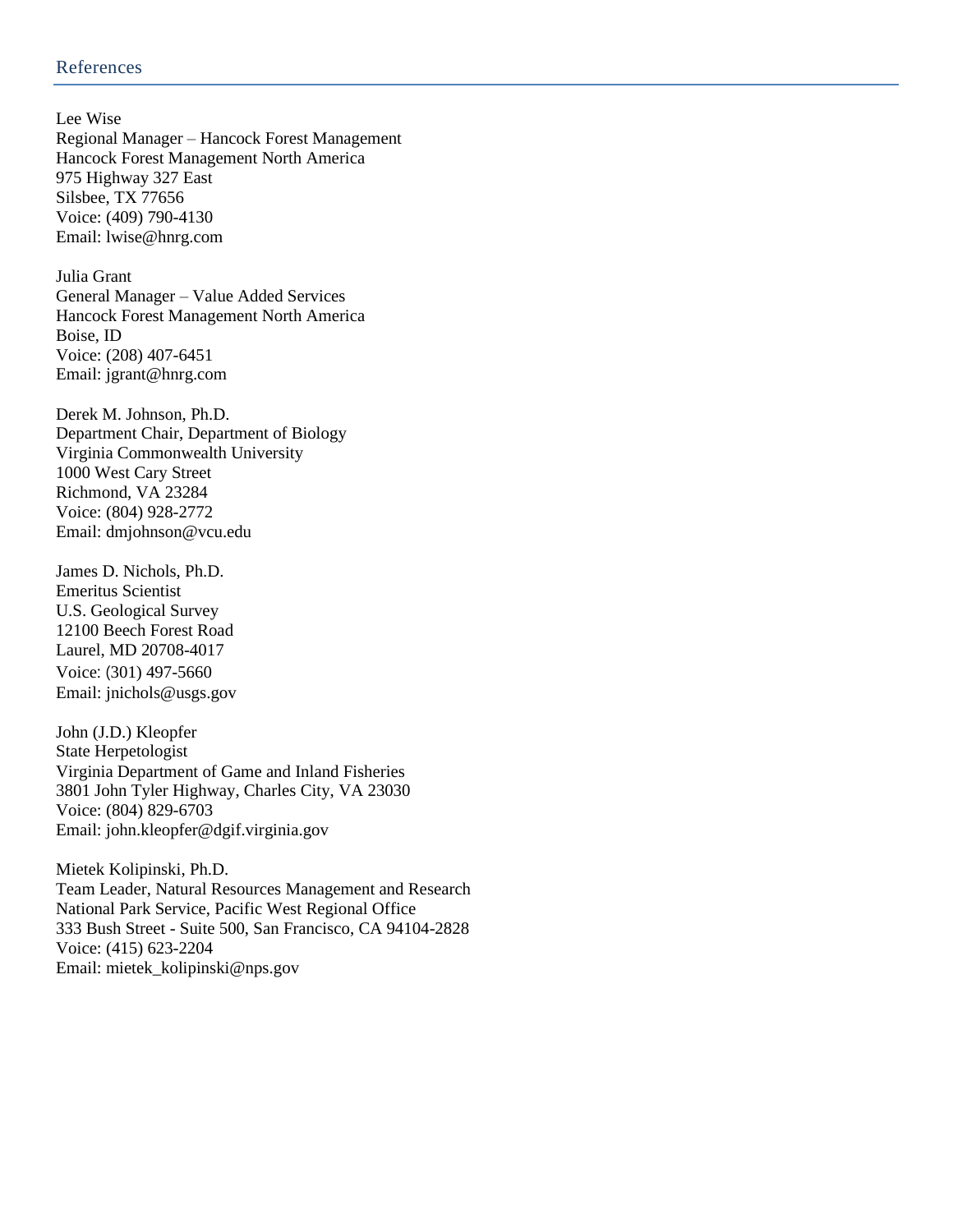## References

Lee Wise
Regional Manager – Hancock Forest Management
Hancock Forest Management North America
975 Highway 327 East
Silsbee, TX 77656
Voice: (409) 790-4130
Email: lwise@hnrg.com

Julia Grant
General Manager – Value Added Services
Hancock Forest Management North America
Boise, ID
Voice: (208) 407-6451
Email: jgrant@hnrg.com

Derek M. Johnson, Ph.D.
Department Chair, Department of Biology
Virginia Commonwealth University
1000 West Cary Street
Richmond, VA 23284
Voice: (804) 928-2772
Email: dmjohnson@vcu.edu

James D. Nichols, Ph.D.
Emeritus Scientist
U.S. Geological Survey
12100 Beech Forest Road
Laurel, MD 20708-4017
Voice: (301) 497-5660
Email: jnichols@usgs.gov

John (J.D.) Kleopfer
State Herpetologist
Virginia Department of Game and Inland Fisheries
3801 John Tyler Highway, Charles City, VA 23030
Voice: (804) 829-6703
Email: john.kleopfer@dgif.virginia.gov

Mietek Kolipinski, Ph.D.
Team Leader, Natural Resources Management and Research
National Park Service, Pacific West Regional Office
333 Bush Street - Suite 500, San Francisco, CA 94104-2828
Voice: (415) 623-2204
Email: mietek_kolipinski@nps.gov